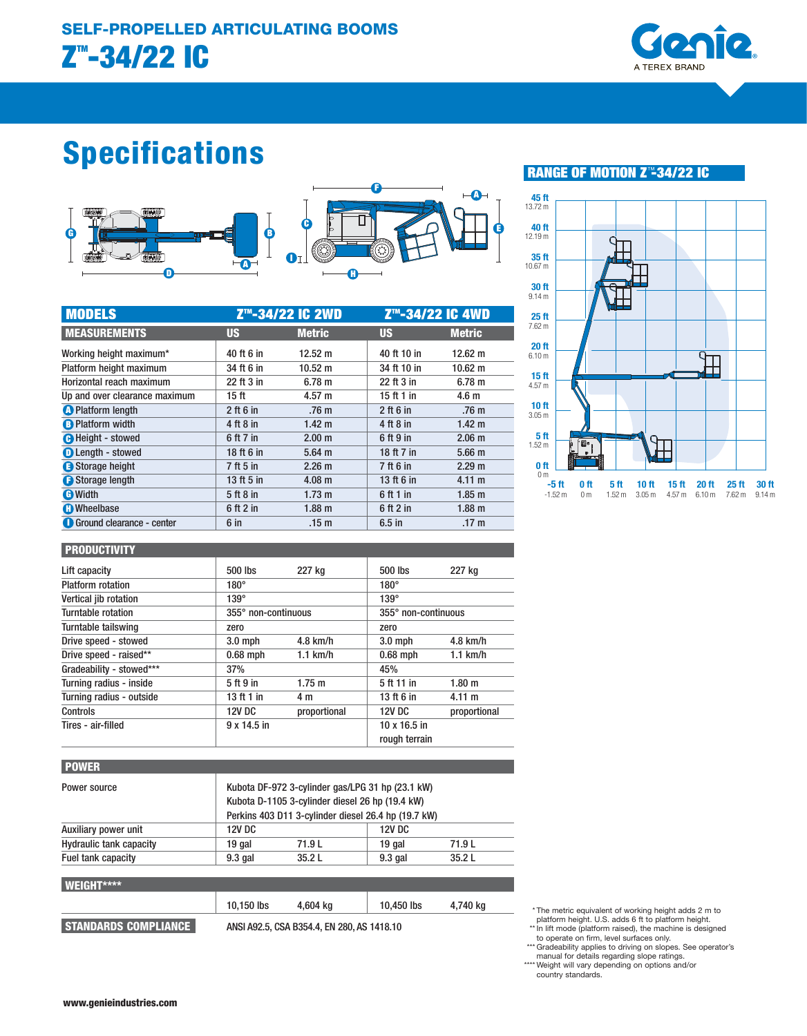## SELF-PROPELLED ARTICULATING BOOMS

# Z™-34/22 IC

# Specifications

| MODELS | Z™-34/22 IC 2WD | | Z™-34/22 IC 4WD | |
|---|---|---|---|---|
| **MEASUREMENTS** | **US** | **Metric** | **US** | **Metric** |
| Working height maximum* | 40 ft 6 in | 12.52 m | 40 ft 10 in | 12.62 m |
| Platform height maximum | 34 ft 6 in | 10.52 m | 34 ft 10 in | 10.62 m |
| Horizontal reach maximum | 22 ft 3 in | 6.78 m | 22 ft 3 in | 6.78 m |
| Up and over clearance maximum | 15 ft | 4.57 m | 15 ft 1 in | 4.6 m |
| A Platform length | 2 ft 6 in | .76 m | 2 ft 6 in | .76 m |
| B Platform width | 4 ft 8 in | 1.42 m | 4 ft 8 in | 1.42 m |
| C Height - stowed | 6 ft 7 in | 2.00 m | 6 ft 9 in | 2.06 m |
| D Length - stowed | 18 ft 6 in | 5.64 m | 18 ft 7 in | 5.66 m |
| E Storage height | 7 ft 5 in | 2.26 m | 7 ft 6 in | 2.29 m |
| F Storage length | 13 ft 5 in | 4.08 m | 13 ft 6 in | 4.11 m |
| G Width | 5 ft 8 in | 1.73 m | 6 ft 1 in | 1.85 m |
| H Wheelbase | 6 ft 2 in | 1.88 m | 6 ft 2 in | 1.88 m |
| I Ground clearance - center | 6 in | .15 m | 6.5 in | .17 m |
| **PRODUCTIVITY** | | | | |
| Lift capacity | 500 lbs | 227 kg | 500 lbs | 227 kg |
| Platform rotation | 180° | | 180° | |
| Vertical jib rotation | 139° | | 139° | |
| Turntable rotation | 355° non-continuous | | 355° non-continuous | |
| Turntable tailswing | zero | | zero | |
| Drive speed - stowed | 3.0 mph | 4.8 km/h | 3.0 mph | 4.8 km/h |
| Drive speed - raised** | 0.68 mph | 1.1 km/h | 0.68 mph | 1.1 km/h |
| Gradeability - stowed*** | 37% | | 45% | |
| Turning radius - inside | 5 ft 9 in | 1.75 m | 5 ft 11 in | 1.80 m |
| Turning radius - outside | 13 ft 1 in | 4 m | 13 ft 6 in | 4.11 m |
| Controls | 12V DC | proportional | 12V DC | proportional |
| Tires - air-filled | 9 x 14.5 in | | 10 x 16.5 in rough terrain | |
| **POWER** | | | | |
| Power source | Kubota DF-972 3-cylinder gas/LPG 31 hp (23.1 kW)<br>Kubota D-1105 3-cylinder diesel 26 hp (19.4 kW)<br>Perkins 403 D11 3-cylinder diesel 26.4 hp (19.7 kW) | | | |
| Auxiliary power unit | 12V DC | | 12V DC | |
| Hydraulic tank capacity | 19 gal | 71.9 L | 19 gal | 71.9 L |
| Fuel tank capacity | 9.3 gal | 35.2 L | 9.3 gal | 35.2 L |
| **WEIGHT******** | | | | |
| | 10,150 lbs | 4,604 kg | 10,450 lbs | 4,740 kg |
| **STANDARDS COMPLIANCE** | ANSI A92.5, CSA B354.4, EN 280, AS 1418.10 | | | |

## RANGE OF MOTION Z™-34/22 IC

\* The metric equivalent of working height adds 2 m to platform height. U.S. adds 6 ft to platform height.
** In lift mode (platform raised), the machine is designed to operate on firm, level surfaces only.
*** Gradeability applies to driving on slopes. See operator's manual for details regarding slope ratings.
**** Weight will vary depending on options and/or country standards.

www.genieindustries.com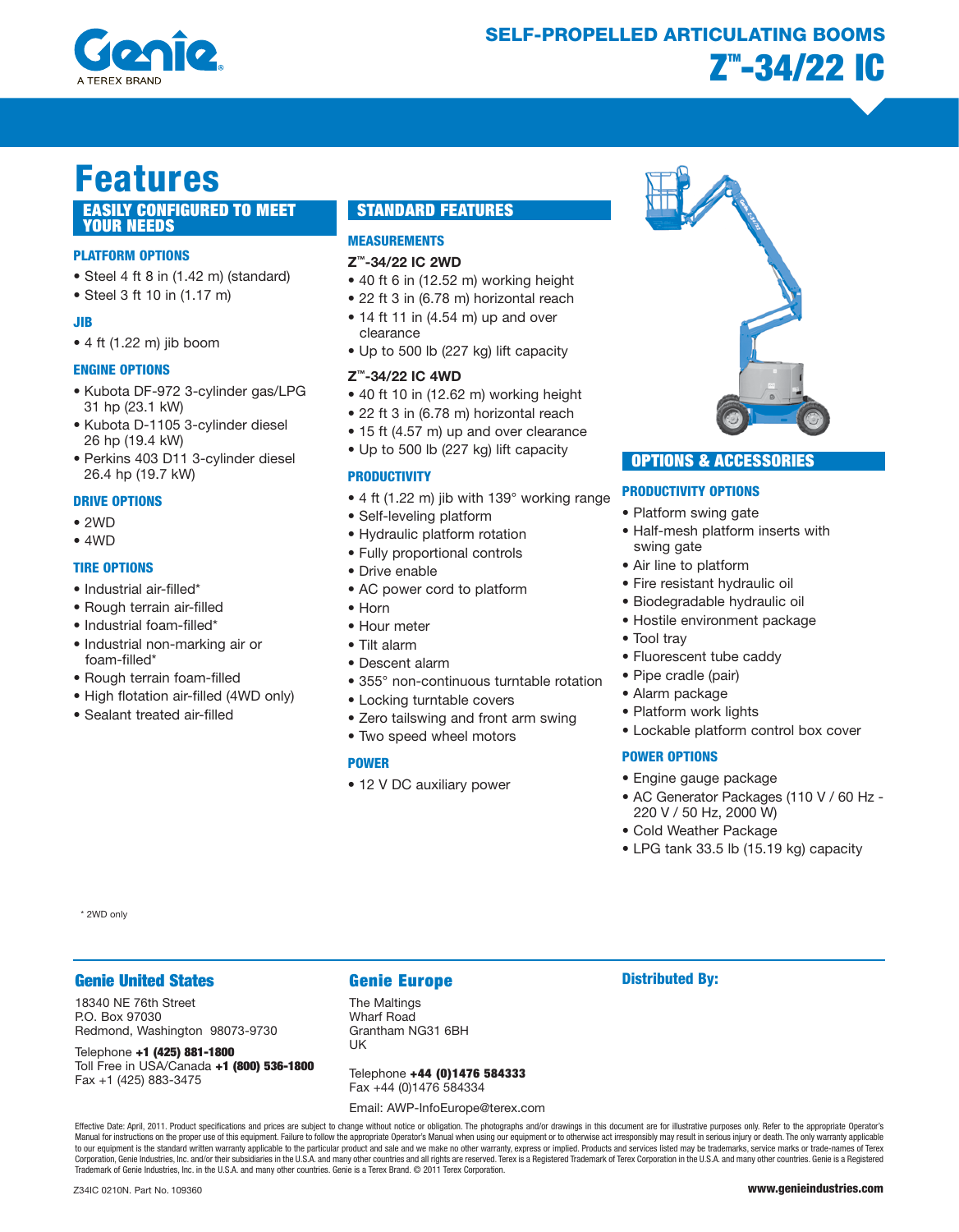# SELF-PROPELLED ARTICULATING BOOMS

# Z™-34/22 IC

# Features

## EASILY CONFIGURED TO MEET YOUR NEEDS

### PLATFORM OPTIONS

- Steel 4 ft 8 in (1.42 m) (standard)
- Steel 3 ft 10 in (1.17 m)

### JIB

- 4 ft (1.22 m) jib boom

### ENGINE OPTIONS

- Kubota DF-972 3-cylinder gas/LPG 31 hp (23.1 kW)
- Kubota D-1105 3-cylinder diesel 26 hp (19.4 kW)
- Perkins 403 D11 3-cylinder diesel 26.4 hp (19.7 kW)

### DRIVE OPTIONS

- 2WD
- 4WD

### TIRE OPTIONS

- Industrial air-filled*
- Rough terrain air-filled
- Industrial foam-filled*
- Industrial non-marking air or foam-filled*
- Rough terrain foam-filled
- High flotation air-filled (4WD only)
- Sealant treated air-filled

\* 2WD only

## STANDARD FEATURES

### MEASUREMENTS

**Z™-34/22 IC 2WD**

- 40 ft 6 in (12.52 m) working height
- 22 ft 3 in (6.78 m) horizontal reach
- 14 ft 11 in (4.54 m) up and over clearance
- Up to 500 lb (227 kg) lift capacity

**Z™-34/22 IC 4WD**

- 40 ft 10 in (12.62 m) working height
- 22 ft 3 in (6.78 m) horizontal reach
- 15 ft (4.57 m) up and over clearance
- Up to 500 lb (227 kg) lift capacity

### PRODUCTIVITY

- 4 ft (1.22 m) jib with 139° working range
- Self-leveling platform
- Hydraulic platform rotation
- Fully proportional controls
- Drive enable
- AC power cord to platform
- Horn
- Hour meter
- Tilt alarm
- Descent alarm
- 355° non-continuous turntable rotation
- Locking turntable covers
- Zero tailswing and front arm swing
- Two speed wheel motors

### POWER

- 12 V DC auxiliary power

## OPTIONS & ACCESSORIES

### PRODUCTIVITY OPTIONS

- Platform swing gate
- Half-mesh platform inserts with swing gate
- Air line to platform
- Fire resistant hydraulic oil
- Biodegradable hydraulic oil
- Hostile environment package
- Tool tray
- Fluorescent tube caddy
- Pipe cradle (pair)
- Alarm package
- Platform work lights
- Lockable platform control box cover

### POWER OPTIONS

- Engine gauge package
- AC Generator Packages (110 V / 60 Hz - 220 V / 50 Hz, 2000 W)
- Cold Weather Package
- LPG tank 33.5 lb (15.19 kg) capacity

---

### Genie United States

18340 NE 76th Street
P.O. Box 97030
Redmond, Washington 98073-9730

Telephone **+1 (425) 881-1800**
Toll Free in USA/Canada **+1 (800) 536-1800**
Fax +1 (425) 883-3475

### Genie Europe

The Maltings
Wharf Road
Grantham NG31 6BH
UK

Telephone **+44 (0)1476 584333**
Fax +44 (0)1476 584334

Email: AWP-InfoEurope@terex.com

### Distributed By:

Effective Date: April, 2011. Product specifications and prices are subject to change without notice or obligation. The photographs and/or drawings in this document are for illustrative purposes only. Refer to the appropriate Operator's Manual for instructions on the proper use of this equipment. Failure to follow the appropriate Operator's Manual when using our equipment or to otherwise act irresponsibly may result in serious injury or death. The only warranty applicable to our equipment is the standard written warranty applicable to the particular product and sale and we make no other warranty, express or implied. Products and services listed may be trademarks, service marks or trade-names of Terex Corporation, Genie Industries, Inc. and/or their subsidiaries in the U.S.A. and many other countries and all rights are reserved. Terex is a Registered Trademark of Terex Corporation in the U.S.A. and many other countries. Genie is a Terex Brand. Genie is a Registered Trademark of Genie Industries, Inc. in the U.S.A. and many other countries. Genie is a Terex Brand. © 2011 Terex Corporation.

Z34IC 0210N. Part No. 109360

www.genieindustries.com